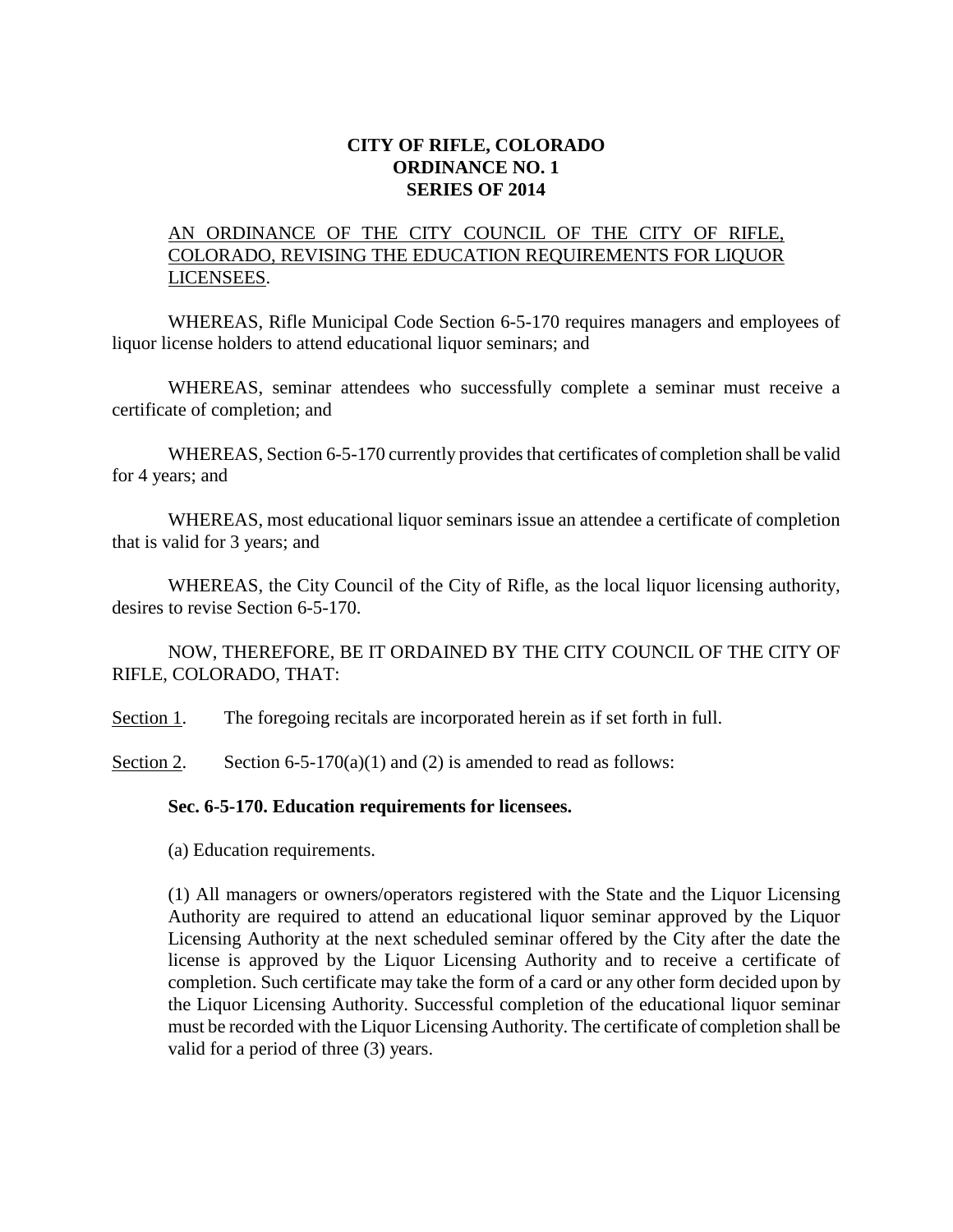**CITY OF RIFLE, COLORADO**
**ORDINANCE NO. 1**
**SERIES OF 2014**

AN ORDINANCE OF THE CITY COUNCIL OF THE CITY OF RIFLE, COLORADO, REVISING THE EDUCATION REQUIREMENTS FOR LIQUOR LICENSEES.

WHEREAS, Rifle Municipal Code Section 6-5-170 requires managers and employees of liquor license holders to attend educational liquor seminars; and

WHEREAS, seminar attendees who successfully complete a seminar must receive a certificate of completion; and

WHEREAS, Section 6-5-170 currently provides that certificates of completion shall be valid for 4 years; and

WHEREAS, most educational liquor seminars issue an attendee a certificate of completion that is valid for 3 years; and

WHEREAS, the City Council of the City of Rifle, as the local liquor licensing authority, desires to revise Section 6-5-170.

NOW, THEREFORE, BE IT ORDAINED BY THE CITY COUNCIL OF THE CITY OF RIFLE, COLORADO, THAT:

Section 1. The foregoing recitals are incorporated herein as if set forth in full.

Section 2. Section 6-5-170(a)(1) and (2) is amended to read as follows:

**Sec. 6-5-170. Education requirements for licensees.**

(a) Education requirements.

(1) All managers or owners/operators registered with the State and the Liquor Licensing Authority are required to attend an educational liquor seminar approved by the Liquor Licensing Authority at the next scheduled seminar offered by the City after the date the license is approved by the Liquor Licensing Authority and to receive a certificate of completion. Such certificate may take the form of a card or any other form decided upon by the Liquor Licensing Authority. Successful completion of the educational liquor seminar must be recorded with the Liquor Licensing Authority. The certificate of completion shall be valid for a period of three (3) years.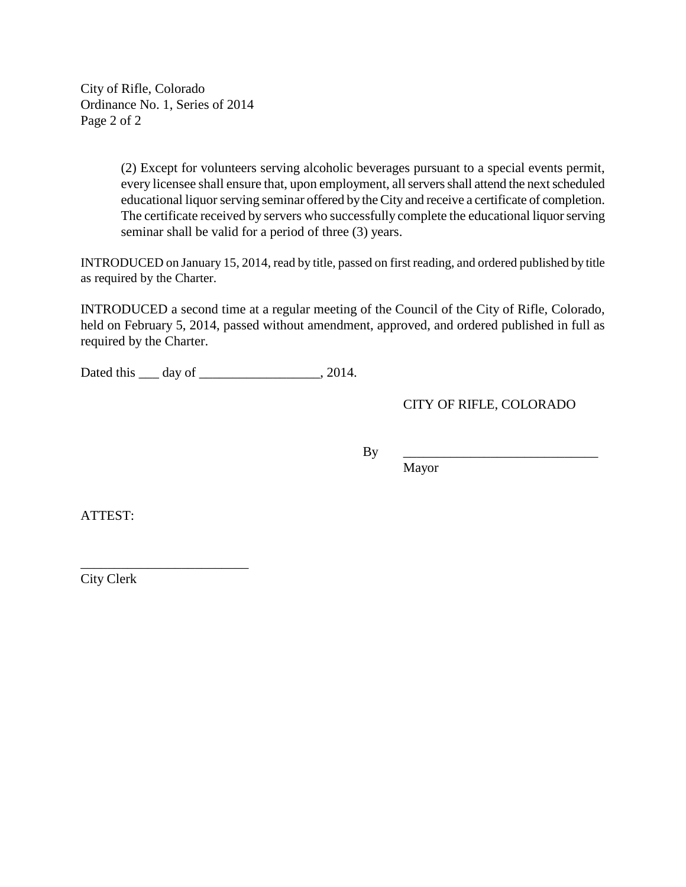(2) Except for volunteers serving alcoholic beverages pursuant to a special events permit, every licensee shall ensure that, upon employment, all servers shall attend the next scheduled educational liquor serving seminar offered by the City and receive a certificate of completion. The certificate received by servers who successfully complete the educational liquor serving seminar shall be valid for a period of three (3) years.

INTRODUCED on January 15, 2014, read by title, passed on first reading, and ordered published by title as required by the Charter.

INTRODUCED a second time at a regular meeting of the Council of the City of Rifle, Colorado, held on February 5, 2014, passed without amendment, approved, and ordered published in full as required by the Charter.

Dated this ___ day of __________________, 2014.

CITY OF RIFLE, COLORADO

By ______________________________
Mayor

ATTEST:

__________________________
City Clerk